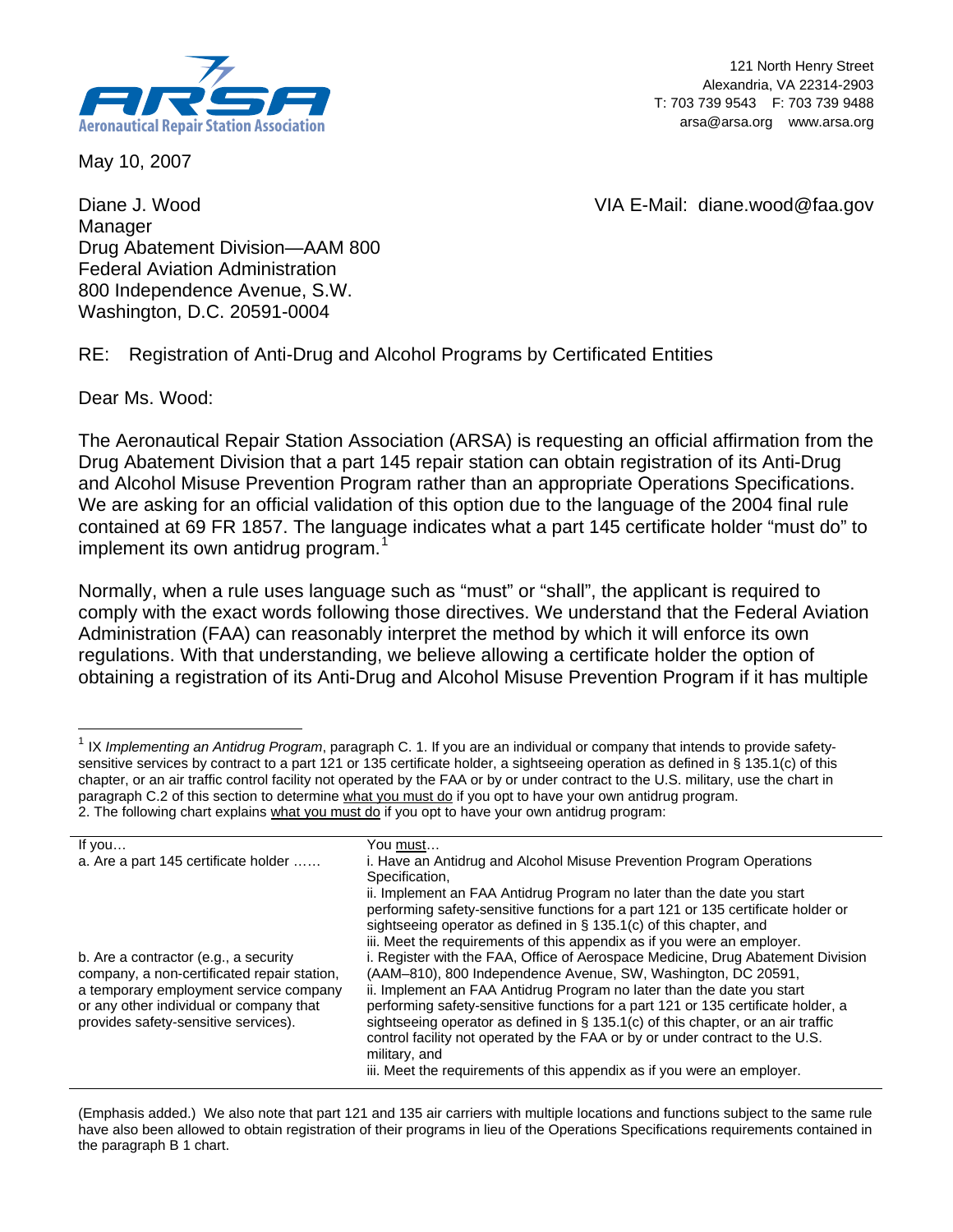**Aeronautical Repair Station Association**

121 North Henry Street
Alexandria, VA 22314-2903
T: 703 739 9543 F: 703 739 9488
arsa@arsa.org www.arsa.org

May 10, 2007

Diane J. Wood
Manager
Drug Abatement Division—AAM 800
Federal Aviation Administration
800 Independence Avenue, S.W.
Washington, D.C. 20591-0004

VIA E-Mail: diane.wood@faa.gov

RE: Registration of Anti-Drug and Alcohol Programs by Certificated Entities

Dear Ms. Wood:

The Aeronautical Repair Station Association (ARSA) is requesting an official affirmation from the Drug Abatement Division that a part 145 repair station can obtain registration of its Anti-Drug and Alcohol Misuse Prevention Program rather than an appropriate Operations Specifications. We are asking for an official validation of this option due to the language of the 2004 final rule contained at 69 FR 1857. The language indicates what a part 145 certificate holder "must do" to implement its own antidrug program.[1]

Normally, when a rule uses language such as "must" or "shall", the applicant is required to comply with the exact words following those directives. We understand that the Federal Aviation Administration (FAA) can reasonably interpret the method by which it will enforce its own regulations. With that understanding, we believe allowing a certificate holder the option of obtaining a registration of its Anti-Drug and Alcohol Misuse Prevention Program if it has multiple

---

[1] IX *Implementing an Antidrug Program*, paragraph C. 1. If you are an individual or company that intends to provide safety-sensitive services by contract to a part 121 or 135 certificate holder, a sightseeing operation as defined in § 135.1(c) of this chapter, or an air traffic control facility not operated by the FAA or by or under contract to the U.S. military, use the chart in paragraph C.2 of this section to determine <u>what you must do</u> if you opt to have your own antidrug program.
2. The following chart explains <u>what you must do</u> if you opt to have your own antidrug program:

| If you… | You <u>must</u>… |
|---|---|
| a. Are a part 145 certificate holder …… | i. Have an Antidrug and Alcohol Misuse Prevention Program Operations Specification,<br>ii. Implement an FAA Antidrug Program no later than the date you start performing safety-sensitive functions for a part 121 or 135 certificate holder or sightseeing operator as defined in § 135.1(c) of this chapter, and<br>iii. Meet the requirements of this appendix as if you were an employer. |
| b. Are a contractor (e.g., a security company, a non-certificated repair station, a temporary employment service company or any other individual or company that provides safety-sensitive services). | i. Register with the FAA, Office of Aerospace Medicine, Drug Abatement Division (AAM–810), 800 Independence Avenue, SW, Washington, DC 20591,<br>ii. Implement an FAA Antidrug Program no later than the date you start performing safety-sensitive functions for a part 121 or 135 certificate holder, a sightseeing operator as defined in § 135.1(c) of this chapter, or an air traffic control facility not operated by the FAA or by or under contract to the U.S. military, and<br>iii. Meet the requirements of this appendix as if you were an employer. |

(Emphasis added.) We also note that part 121 and 135 air carriers with multiple locations and functions subject to the same rule have also been allowed to obtain registration of their programs in lieu of the Operations Specifications requirements contained in the paragraph B 1 chart.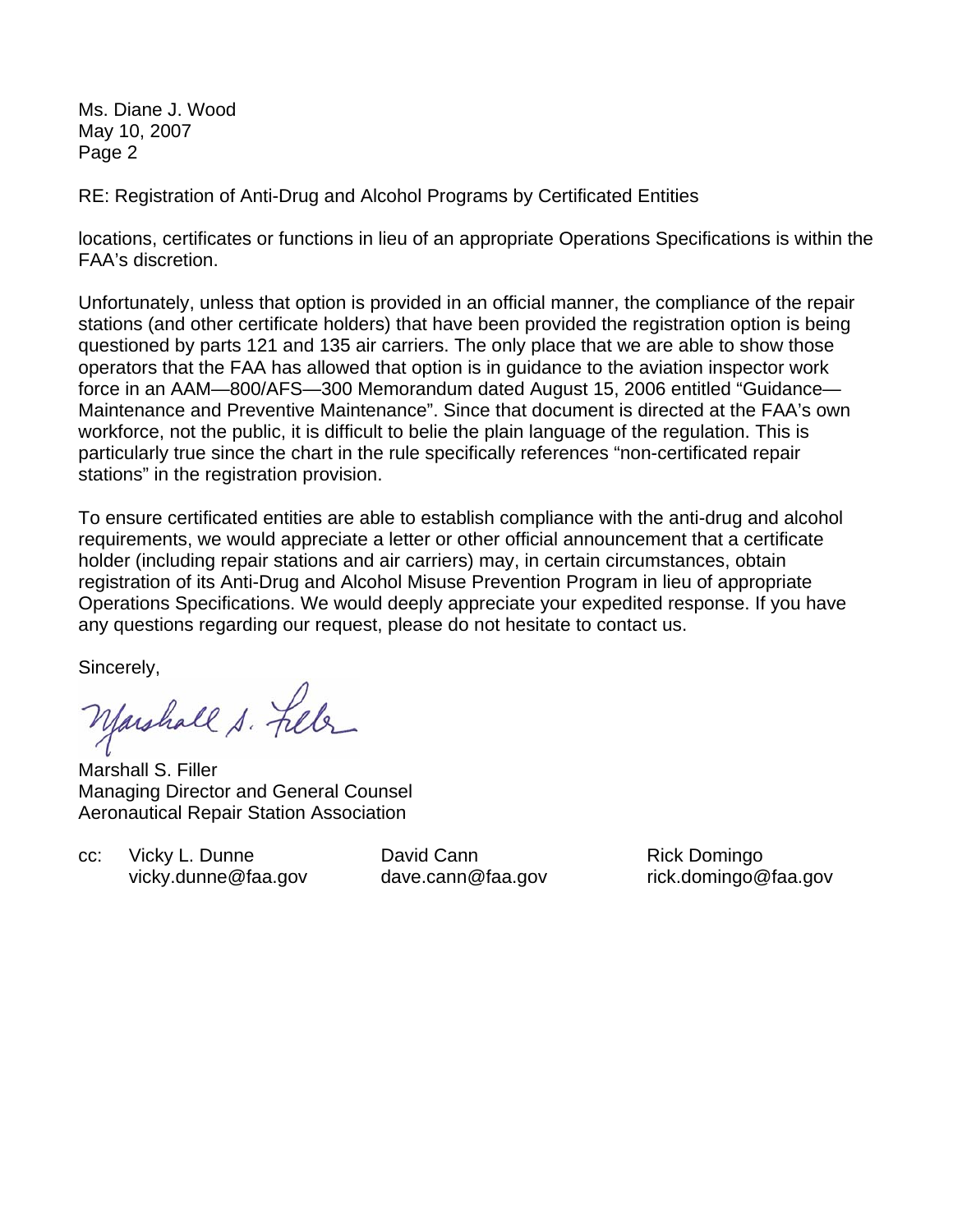Ms. Diane J. Wood
May 10, 2007
Page 2

RE: Registration of Anti-Drug and Alcohol Programs by Certificated Entities

locations, certificates or functions in lieu of an appropriate Operations Specifications is within the FAA's discretion.

Unfortunately, unless that option is provided in an official manner, the compliance of the repair stations (and other certificate holders) that have been provided the registration option is being questioned by parts 121 and 135 air carriers. The only place that we are able to show those operators that the FAA has allowed that option is in guidance to the aviation inspector work force in an AAM—800/AFS—300 Memorandum dated August 15, 2006 entitled "Guidance—Maintenance and Preventive Maintenance". Since that document is directed at the FAA's own workforce, not the public, it is difficult to belie the plain language of the regulation. This is particularly true since the chart in the rule specifically references "non-certificated repair stations" in the registration provision.

To ensure certificated entities are able to establish compliance with the anti-drug and alcohol requirements, we would appreciate a letter or other official announcement that a certificate holder (including repair stations and air carriers) may, in certain circumstances, obtain registration of its Anti-Drug and Alcohol Misuse Prevention Program in lieu of appropriate Operations Specifications. We would deeply appreciate your expedited response. If you have any questions regarding our request, please do not hesitate to contact us.

Sincerely,

Marshall S. Filler
Managing Director and General Counsel
Aeronautical Repair Station Association

cc: Vicky L. Dunne, vicky.dunne@faa.gov
David Cann, dave.cann@faa.gov
Rick Domingo, rick.domingo@faa.gov